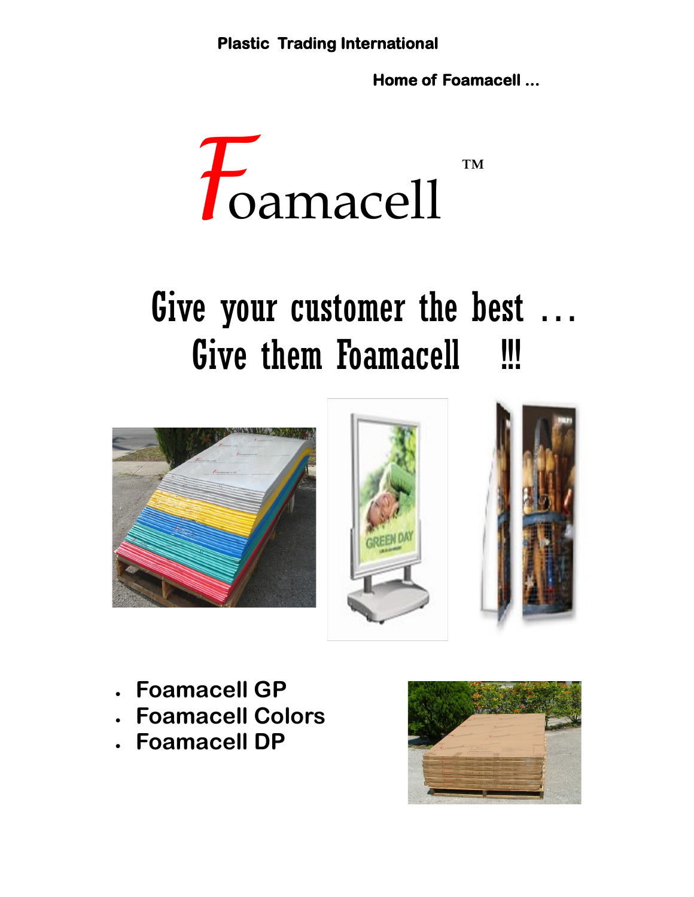**Plastic Trading International**

**Home of Foamacell ...**

# Foamacell ™

## Give your customer the best ...
## Give them Foamacell !!!

- **Foamacell GP**
- **Foamacell Colors**
- **Foamacell DP**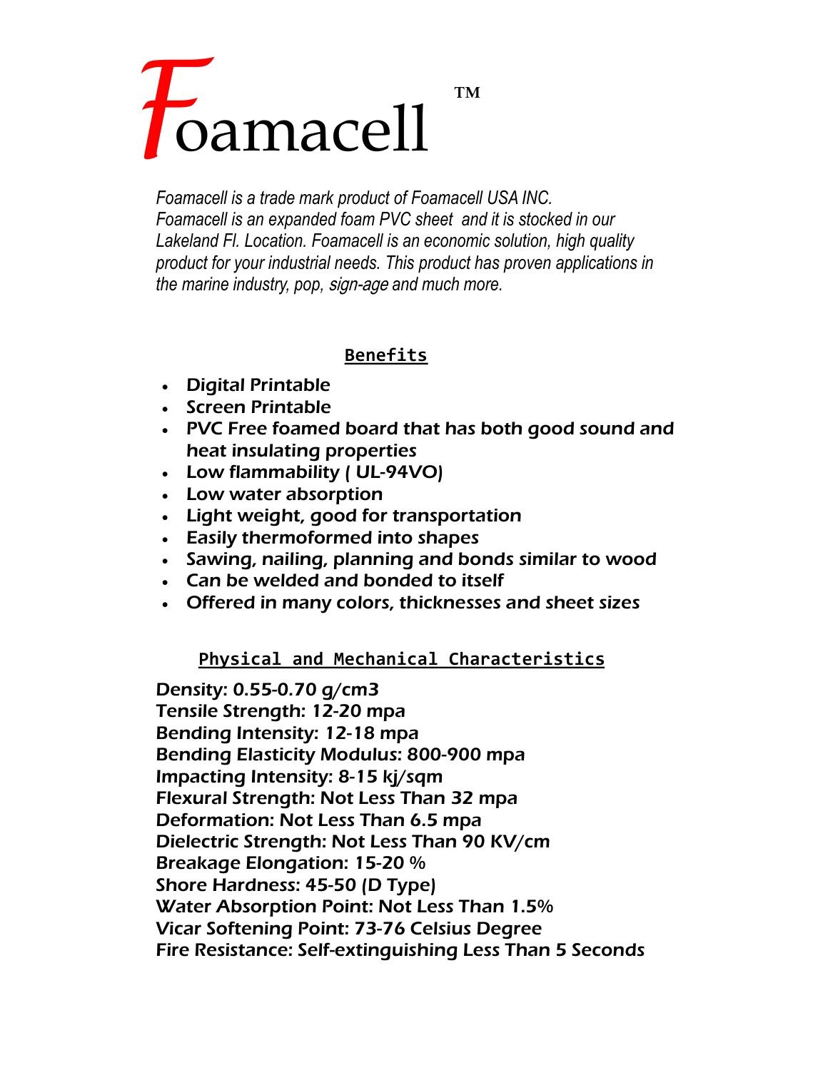# Foamacell™

*Foamacell is a trade mark product of Foamacell USA INC. Foamacell is an expanded foam PVC sheet and it is stocked in our Lakeland Fl. Location. Foamacell is an economic solution, high quality product for your industrial needs. This product has proven applications in the marine industry, pop, sign-age and much more.*

## Benefits

- Digital Printable
- Screen Printable
- PVC Free foamed board that has both good sound and heat insulating properties
- Low flammability ( UL-94VO)
- Low water absorption
- Light weight, good for transportation
- Easily thermoformed into shapes
- Sawing, nailing, planning and bonds similar to wood
- Can be welded and bonded to itself
- Offered in many colors, thicknesses and sheet sizes

## Physical and Mechanical Characteristics

Density: 0.55-0.70 g/cm3
Tensile Strength: 12-20 mpa
Bending Intensity: 12-18 mpa
Bending Elasticity Modulus: 800-900 mpa
Impacting Intensity: 8-15 kj/sqm
Flexural Strength: Not Less Than 32 mpa
Deformation: Not Less Than 6.5 mpa
Dielectric Strength: Not Less Than 90 KV/cm
Breakage Elongation: 15-20 %
Shore Hardness: 45-50 (D Type)
Water Absorption Point: Not Less Than 1.5%
Vicar Softening Point: 73-76 Celsius Degree
Fire Resistance: Self-extinguishing Less Than 5 Seconds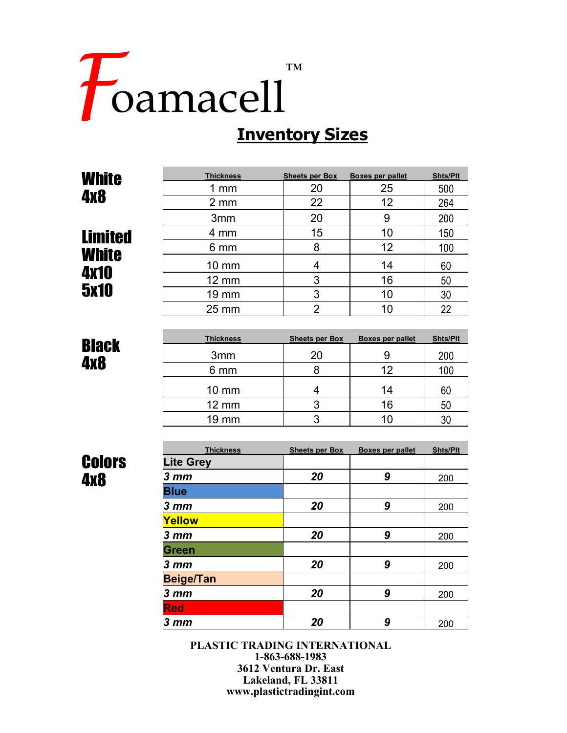# Foamacell™

## Inventory Sizes

**White 4x8**

**Limited White 4x10 5x10**

| Thickness | Sheets per Box | Boxes per pallet | Shts/Plt |
|---|---|---|---|
| 1 mm | 20 | 25 | 500 |
| 2 mm | 22 | 12 | 264 |
| 3mm | 20 | 9 | 200 |
| 4 mm | 15 | 10 | 150 |
| 6 mm | 8 | 12 | 100 |
| 10 mm | 4 | 14 | 60 |
| 12 mm | 3 | 16 | 50 |
| 19 mm | 3 | 10 | 30 |
| 25 mm | 2 | 10 | 22 |

**Black 4x8**

| Thickness | Sheets per Box | Boxes per pallet | Shts/Plt |
|---|---|---|---|
| 3mm | 20 | 9 | 200 |
| 6 mm | 8 | 12 | 100 |
| 10 mm | 4 | 14 | 60 |
| 12 mm | 3 | 16 | 50 |
| 19 mm | 3 | 10 | 30 |

**Colors 4x8**

| Thickness | Sheets per Box | Boxes per pallet | Shts/Plt |
|---|---|---|---|
| Lite Grey | | | |
| *3 mm* | *20* | *9* | 200 |
| Blue | | | |
| *3 mm* | *20* | *9* | 200 |
| Yellow | | | |
| *3 mm* | *20* | *9* | 200 |
| Green | | | |
| *3 mm* | *20* | *9* | 200 |
| Beige/Tan | | | |
| *3 mm* | *20* | *9* | 200 |
| Red | | | |
| *3 mm* | *20* | *9* | 200 |

**PLASTIC TRADING INTERNATIONAL**
**1-863-688-1983**
**3612 Ventura Dr. East**
**Lakeland, FL 33811**
**www.plastictradingint.com**